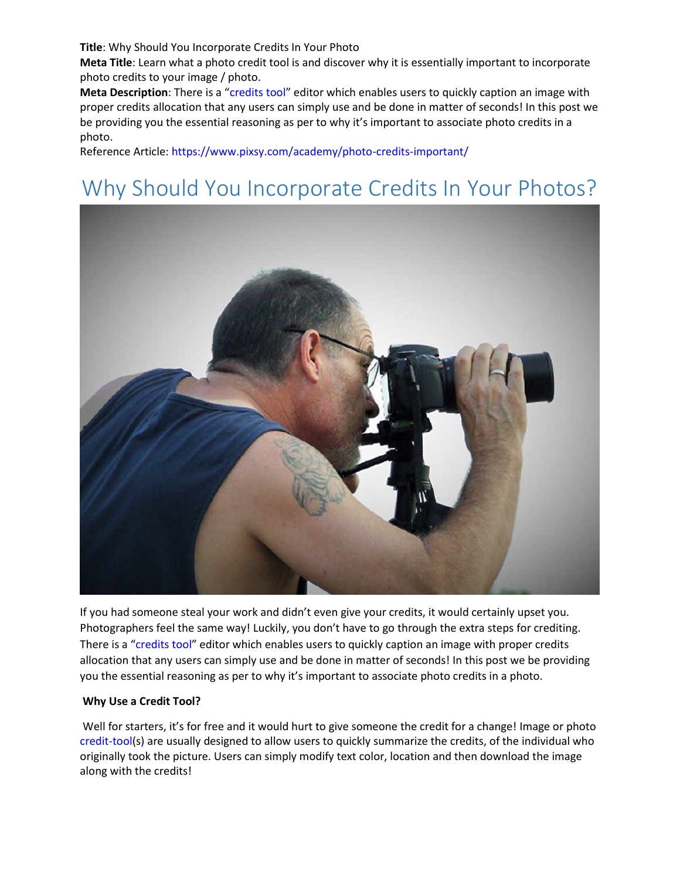**Title**: Why Should You Incorporate Credits In Your Photo

**Meta Title**: Learn what a photo credit tool is and discover why it is essentially important to incorporate photo credits to your image / photo.

**Meta Description**: There is a "credits tool" editor which enables users to quickly caption an image with proper credits allocation that any users can simply use and be done in matter of seconds! In this post we be providing you the essential reasoning as per to why it's important to associate photo credits in a photo.

Reference Article: https://www.pixsy.com/academy/photo-credits-important/

# Why Should You Incorporate Credits In Your Photos?

If you had someone steal your work and didn't even give your credits, it would certainly upset you. Photographers feel the same way! Luckily, you don't have to go through the extra steps for crediting. There is a "credits tool" editor which enables users to quickly caption an image with proper credits allocation that any users can simply use and be done in matter of seconds! In this post we be providing you the essential reasoning as per to why it's important to associate photo credits in a photo.

**Why Use a Credit Tool?**

Well for starters, it's for free and it would hurt to give someone the credit for a change! Image or photo credit-tool(s) are usually designed to allow users to quickly summarize the credits, of the individual who originally took the picture. Users can simply modify text color, location and then download the image along with the credits!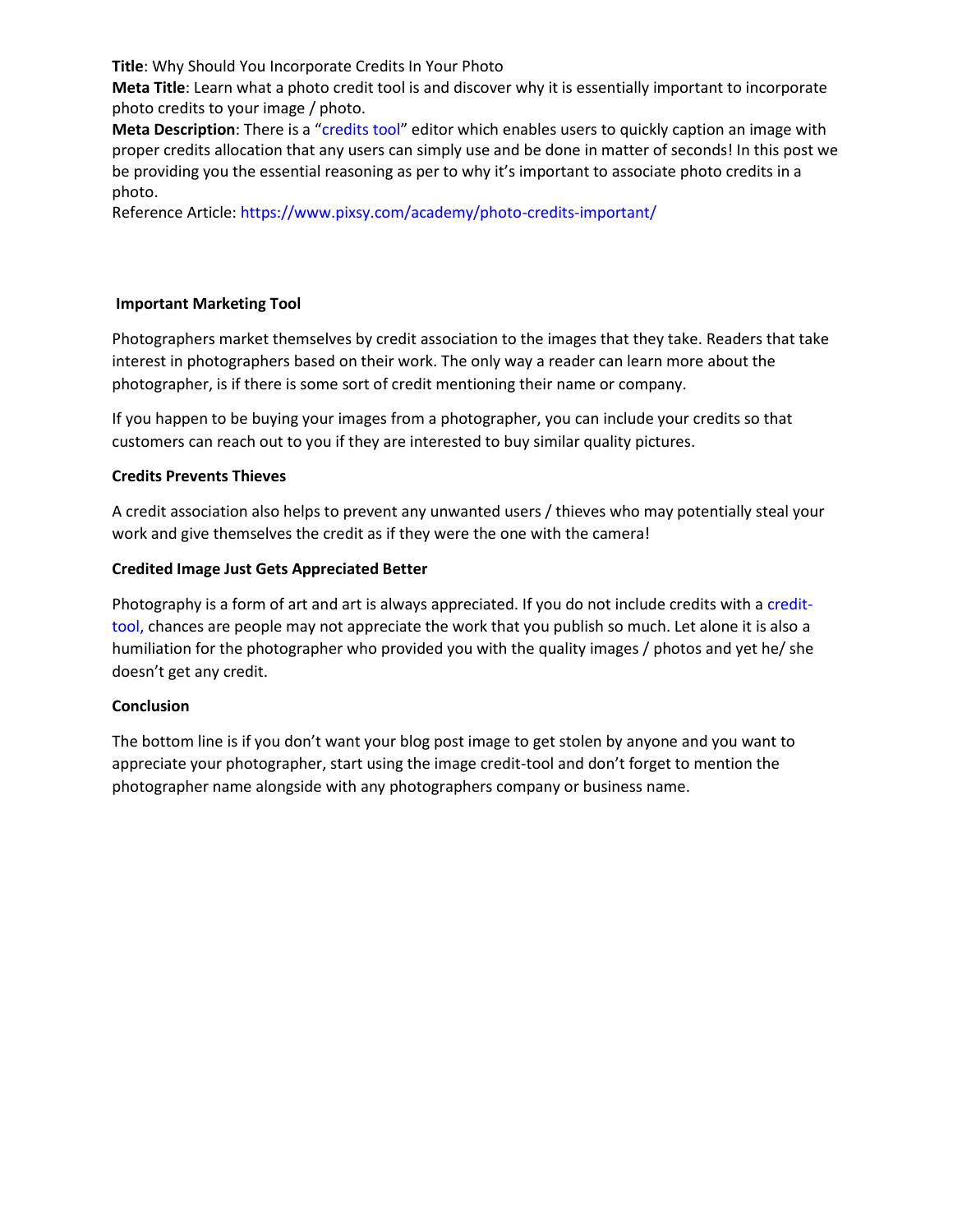**Title**: Why Should You Incorporate Credits In Your Photo
**Meta Title**: Learn what a photo credit tool is and discover why it is essentially important to incorporate photo credits to your image / photo.
**Meta Description**: There is a "credits tool" editor which enables users to quickly caption an image with proper credits allocation that any users can simply use and be done in matter of seconds! In this post we be providing you the essential reasoning as per to why it's important to associate photo credits in a photo.
Reference Article: https://www.pixsy.com/academy/photo-credits-important/

**Important Marketing Tool**

Photographers market themselves by credit association to the images that they take. Readers that take interest in photographers based on their work. The only way a reader can learn more about the photographer, is if there is some sort of credit mentioning their name or company.

If you happen to be buying your images from a photographer, you can include your credits so that customers can reach out to you if they are interested to buy similar quality pictures.

**Credits Prevents Thieves**

A credit association also helps to prevent any unwanted users / thieves who may potentially steal your work and give themselves the credit as if they were the one with the camera!

**Credited Image Just Gets Appreciated Better**

Photography is a form of art and art is always appreciated. If you do not include credits with a credit-tool, chances are people may not appreciate the work that you publish so much. Let alone it is also a humiliation for the photographer who provided you with the quality images / photos and yet he/ she doesn't get any credit.

**Conclusion**

The bottom line is if you don't want your blog post image to get stolen by anyone and you want to appreciate your photographer, start using the image credit-tool and don't forget to mention the photographer name alongside with any photographers company or business name.